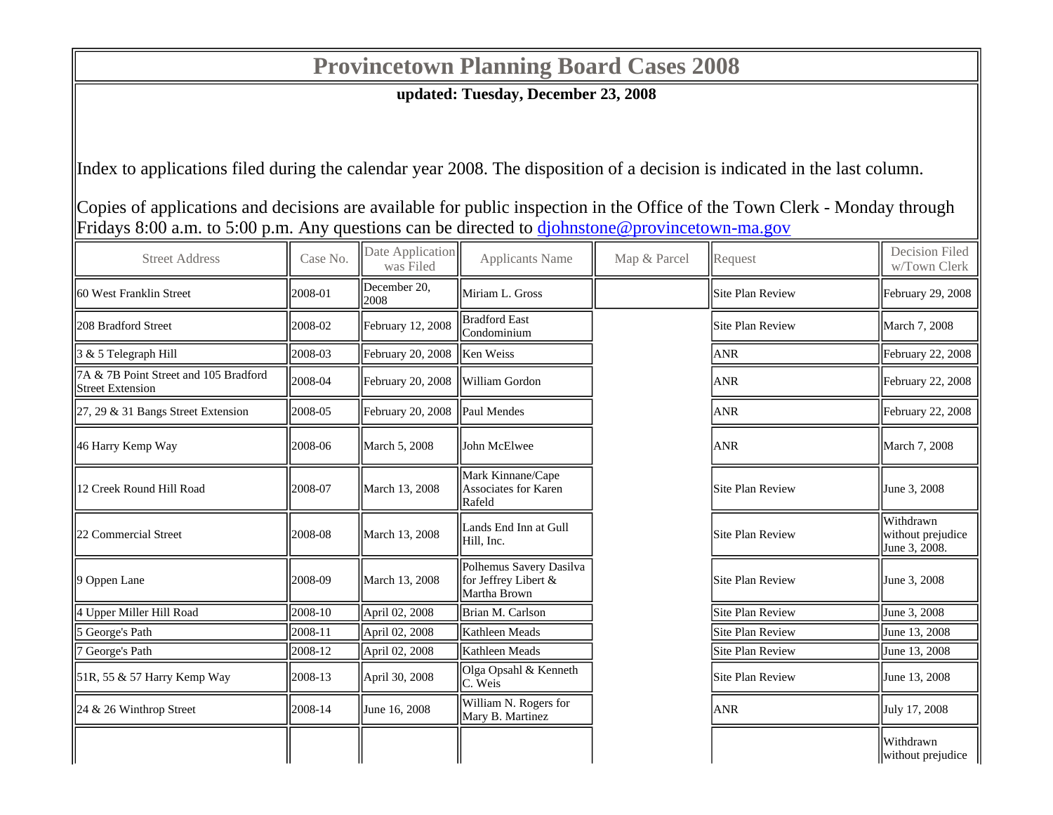# Provincetown Planning Board Cases 2008

**updated: Tuesday, December 23, 2008**

Index to applications filed during the calendar year 2008. The disposition of a decision is indicated in the last column.

Copies of applications and decisions are available for public inspection in the Office of the Town Clerk - Monday through Fridays 8:00 a.m. to 5:00 p.m. Any questions can be directed to djohnstone@provincetown-ma.gov

| Street Address | Case No. | Date Application was Filed | Applicants Name | Map & Parcel | Request | Decision Filed w/Town Clerk |
|---|---|---|---|---|---|---|
| 60 West Franklin Street | 2008-01 | December 20, 2008 | Miriam L. Gross | | Site Plan Review | February 29, 2008 |
| 208 Bradford Street | 2008-02 | February 12, 2008 | Bradford East Condominium | | Site Plan Review | March 7, 2008 |
| 3 & 5 Telegraph Hill | 2008-03 | February 20, 2008 | Ken Weiss | | ANR | February 22, 2008 |
| 7A & 7B Point Street and 105 Bradford Street Extension | 2008-04 | February 20, 2008 | William Gordon | | ANR | February 22, 2008 |
| 27, 29 & 31 Bangs Street Extension | 2008-05 | February 20, 2008 | Paul Mendes | | ANR | February 22, 2008 |
| 46 Harry Kemp Way | 2008-06 | March 5, 2008 | John McElwee | | ANR | March 7, 2008 |
| 12 Creek Round Hill Road | 2008-07 | March 13, 2008 | Mark Kinnane/Cape Associates for Karen Rafeld | | Site Plan Review | June 3, 2008 |
| 22 Commercial Street | 2008-08 | March 13, 2008 | Lands End Inn at Gull Hill, Inc. | | Site Plan Review | Withdrawn without prejudice June 3, 2008. |
| 9 Oppen Lane | 2008-09 | March 13, 2008 | Polhemus Savery Dasilva for Jeffrey Libert & Martha Brown | | Site Plan Review | June 3, 2008 |
| 4 Upper Miller Hill Road | 2008-10 | April 02, 2008 | Brian M. Carlson | | Site Plan Review | June 3, 2008 |
| 5 George's Path | 2008-11 | April 02, 2008 | Kathleen Meads | | Site Plan Review | June 13, 2008 |
| 7 George's Path | 2008-12 | April 02, 2008 | Kathleen Meads | | Site Plan Review | June 13, 2008 |
| 51R, 55 & 57 Harry Kemp Way | 2008-13 | April 30, 2008 | Olga Opsahl & Kenneth C. Weis | | Site Plan Review | June 13, 2008 |
| 24 & 26 Winthrop Street | 2008-14 | June 16, 2008 | William N. Rogers for Mary B. Martinez | | ANR | July 17, 2008 |
| | | | | | | Withdrawn without prejudice |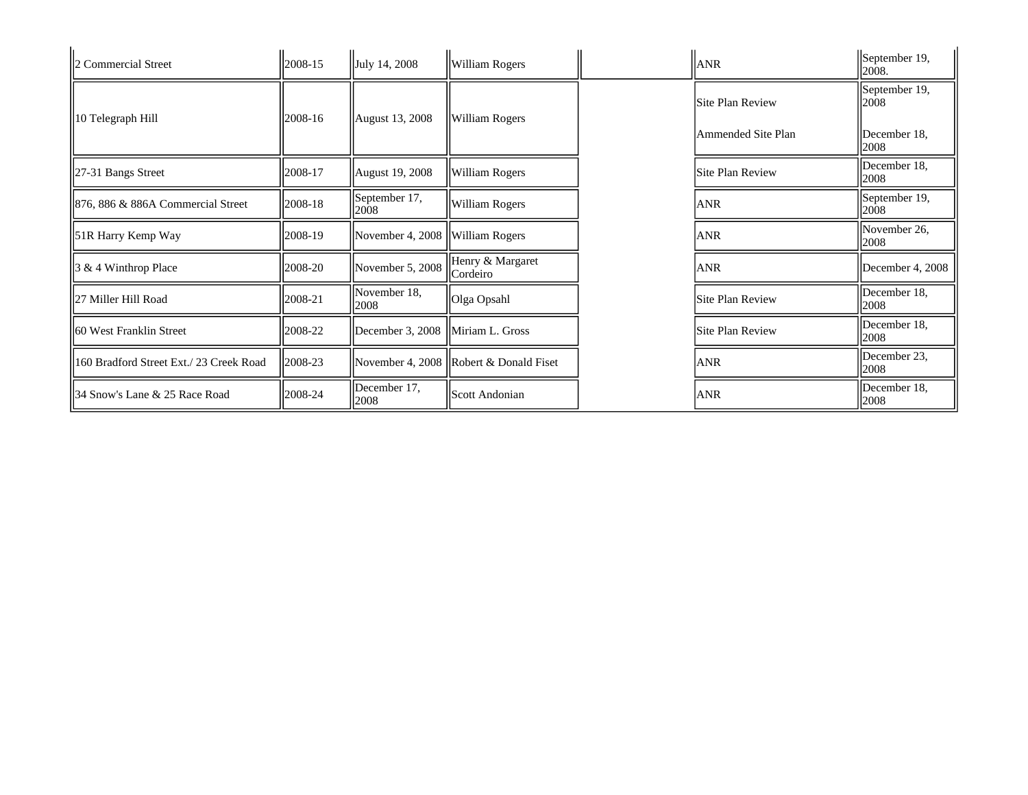| | | | | | | |
|---|---|---|---|---|---|---|
| 2 Commercial Street | 2008-15 | July 14, 2008 | William Rogers | | ANR | September 19, 2008. |
| 10 Telegraph Hill | 2008-16 | August 13, 2008 | William Rogers | | Site Plan Review<br><br>Ammended Site Plan | September 19, 2008<br><br>December 18, 2008 |
| 27-31 Bangs Street | 2008-17 | August 19, 2008 | William Rogers | | Site Plan Review | December 18, 2008 |
| 876, 886 & 886A Commercial Street | 2008-18 | September 17, 2008 | William Rogers | | ANR | September 19, 2008 |
| 51R Harry Kemp Way | 2008-19 | November 4, 2008 | William Rogers | | ANR | November 26, 2008 |
| 3 & 4 Winthrop Place | 2008-20 | November 5, 2008 | Henry & Margaret Cordeiro | | ANR | December 4, 2008 |
| 27 Miller Hill Road | 2008-21 | November 18, 2008 | Olga Opsahl | | Site Plan Review | December 18, 2008 |
| 60 West Franklin Street | 2008-22 | December 3, 2008 | Miriam L. Gross | | Site Plan Review | December 18, 2008 |
| 160 Bradford Street Ext./ 23 Creek Road | 2008-23 | November 4, 2008 | Robert & Donald Fiset | | ANR | December 23, 2008 |
| 34 Snow's Lane & 25 Race Road | 2008-24 | December 17, 2008 | Scott Andonian | | ANR | December 18, 2008 |